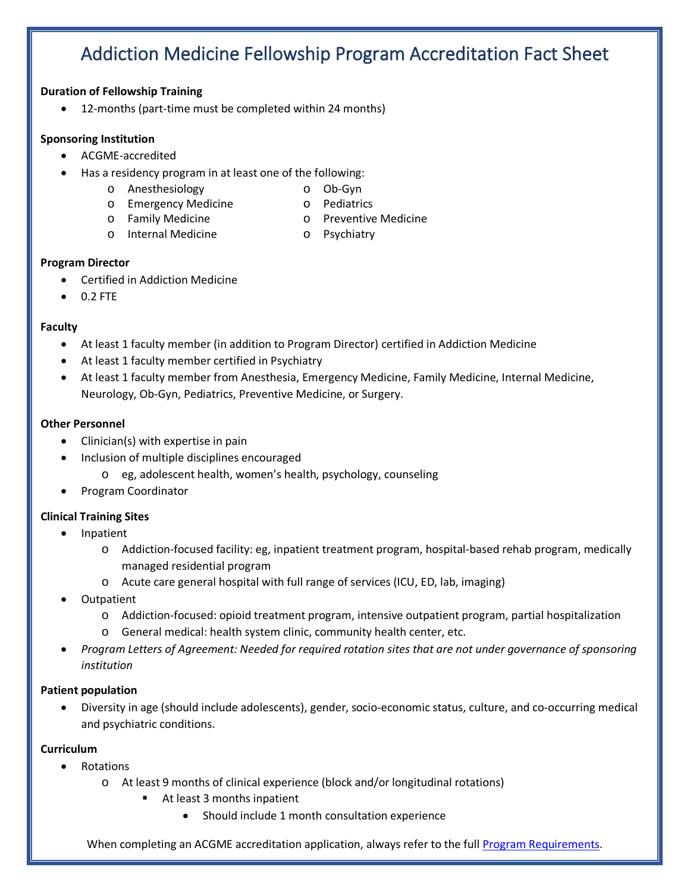# Addiction Medicine Fellowship Program Accreditation Fact Sheet

**Duration of Fellowship Training**

- 12-months (part-time must be completed within 24 months)

**Sponsoring Institution**

- ACGME-accredited
- Has a residency program in at least one of the following:
  - Anesthesiology
  - Emergency Medicine
  - Family Medicine
  - Internal Medicine
  - Ob-Gyn
  - Pediatrics
  - Preventive Medicine
  - Psychiatry

**Program Director**

- Certified in Addiction Medicine
- 0.2 FTE

**Faculty**

- At least 1 faculty member (in addition to Program Director) certified in Addiction Medicine
- At least 1 faculty member certified in Psychiatry
- At least 1 faculty member from Anesthesia, Emergency Medicine, Family Medicine, Internal Medicine, Neurology, Ob-Gyn, Pediatrics, Preventive Medicine, or Surgery.

**Other Personnel**

- Clinician(s) with expertise in pain
- Inclusion of multiple disciplines encouraged
  - eg, adolescent health, women's health, psychology, counseling
- Program Coordinator

**Clinical Training Sites**

- Inpatient
  - Addiction-focused facility: eg, inpatient treatment program, hospital-based rehab program, medically managed residential program
  - Acute care general hospital with full range of services (ICU, ED, lab, imaging)
- Outpatient
  - Addiction-focused: opioid treatment program, intensive outpatient program, partial hospitalization
  - General medical: health system clinic, community health center, etc.
- *Program Letters of Agreement: Needed for required rotation sites that are not under governance of sponsoring institution*

**Patient population**

- Diversity in age (should include adolescents), gender, socio-economic status, culture, and co-occurring medical and psychiatric conditions.

**Curriculum**

- Rotations
  - At least 9 months of clinical experience (block and/or longitudinal rotations)
    - At least 3 months inpatient
      - Should include 1 month consultation experience

When completing an ACGME accreditation application, always refer to the full [Program Requirements](Program Requirements).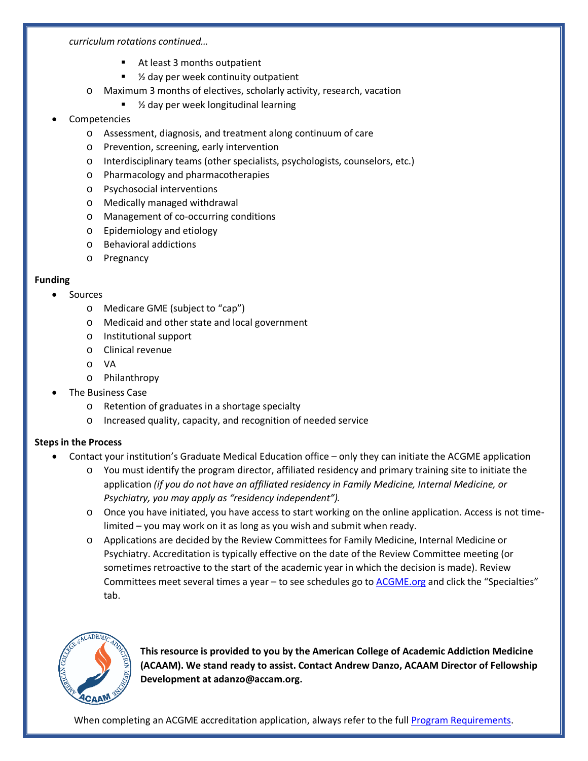*curriculum rotations continued…*

- At least 3 months outpatient
- ½ day per week continuity outpatient

- Maximum 3 months of electives, scholarly activity, research, vacation
  - ½ day per week longitudinal learning

- Competencies
  - Assessment, diagnosis, and treatment along continuum of care
  - Prevention, screening, early intervention
  - Interdisciplinary teams (other specialists, psychologists, counselors, etc.)
  - Pharmacology and pharmacotherapies
  - Psychosocial interventions
  - Medically managed withdrawal
  - Management of co-occurring conditions
  - Epidemiology and etiology
  - Behavioral addictions
  - Pregnancy

**Funding**

- Sources
  - Medicare GME (subject to "cap")
  - Medicaid and other state and local government
  - Institutional support
  - Clinical revenue
  - VA
  - Philanthropy
- The Business Case
  - Retention of graduates in a shortage specialty
  - Increased quality, capacity, and recognition of needed service

**Steps in the Process**

- Contact your institution's Graduate Medical Education office – only they can initiate the ACGME application
  - You must identify the program director, affiliated residency and primary training site to initiate the application *(if you do not have an affiliated residency in Family Medicine, Internal Medicine, or Psychiatry, you may apply as "residency independent").*
  - Once you have initiated, you have access to start working on the online application. Access is not time-limited – you may work on it as long as you wish and submit when ready.
  - Applications are decided by the Review Committees for Family Medicine, Internal Medicine or Psychiatry. Accreditation is typically effective on the date of the Review Committee meeting (or sometimes retroactive to the start of the academic year in which the decision is made). Review Committees meet several times a year – to see schedules go to [ACGME.org](ACGME.org) and click the "Specialties" tab.

**This resource is provided to you by the American College of Academic Addiction Medicine (ACAAM). We stand ready to assist. Contact Andrew Danzo, ACAAM Director of Fellowship Development at adanzo@accam.org.**

When completing an ACGME accreditation application, always refer to the full Program Requirements.